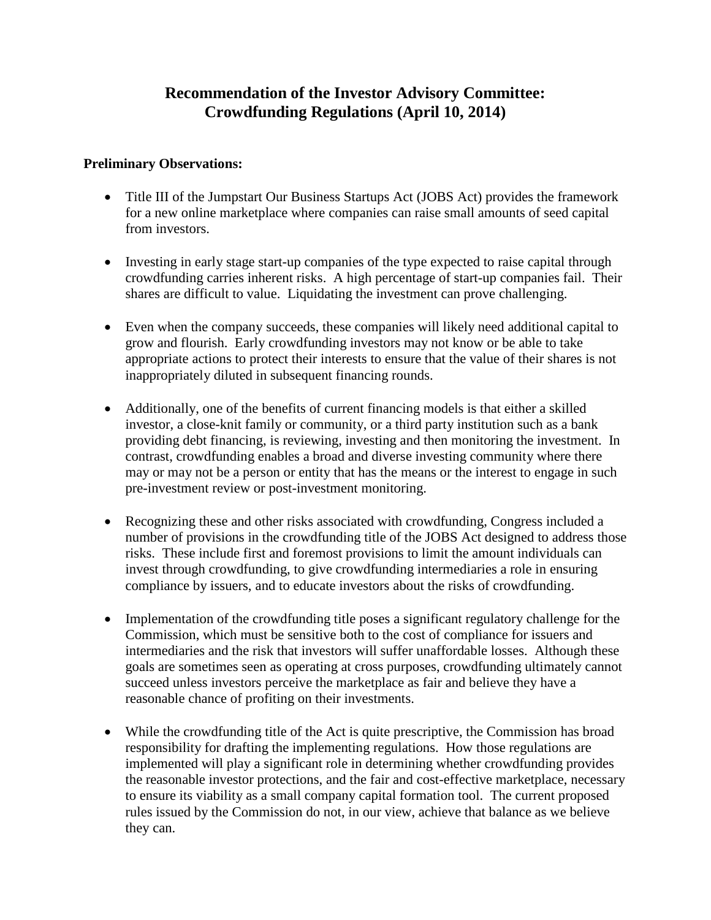# Recommendation of the Investor Advisory Committee: Crowdfunding Regulations (April 10, 2014)

**Preliminary Observations:**

- Title III of the Jumpstart Our Business Startups Act (JOBS Act) provides the framework for a new online marketplace where companies can raise small amounts of seed capital from investors.

- Investing in early stage start-up companies of the type expected to raise capital through crowdfunding carries inherent risks. A high percentage of start-up companies fail. Their shares are difficult to value. Liquidating the investment can prove challenging.

- Even when the company succeeds, these companies will likely need additional capital to grow and flourish. Early crowdfunding investors may not know or be able to take appropriate actions to protect their interests to ensure that the value of their shares is not inappropriately diluted in subsequent financing rounds.

- Additionally, one of the benefits of current financing models is that either a skilled investor, a close-knit family or community, or a third party institution such as a bank providing debt financing, is reviewing, investing and then monitoring the investment. In contrast, crowdfunding enables a broad and diverse investing community where there may or may not be a person or entity that has the means or the interest to engage in such pre-investment review or post-investment monitoring.

- Recognizing these and other risks associated with crowdfunding, Congress included a number of provisions in the crowdfunding title of the JOBS Act designed to address those risks. These include first and foremost provisions to limit the amount individuals can invest through crowdfunding, to give crowdfunding intermediaries a role in ensuring compliance by issuers, and to educate investors about the risks of crowdfunding.

- Implementation of the crowdfunding title poses a significant regulatory challenge for the Commission, which must be sensitive both to the cost of compliance for issuers and intermediaries and the risk that investors will suffer unaffordable losses. Although these goals are sometimes seen as operating at cross purposes, crowdfunding ultimately cannot succeed unless investors perceive the marketplace as fair and believe they have a reasonable chance of profiting on their investments.

- While the crowdfunding title of the Act is quite prescriptive, the Commission has broad responsibility for drafting the implementing regulations. How those regulations are implemented will play a significant role in determining whether crowdfunding provides the reasonable investor protections, and the fair and cost-effective marketplace, necessary to ensure its viability as a small company capital formation tool. The current proposed rules issued by the Commission do not, in our view, achieve that balance as we believe they can.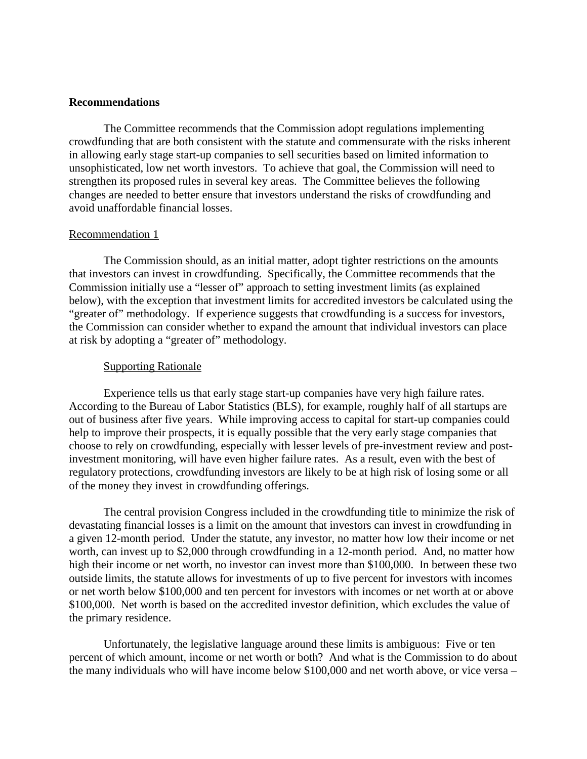**Recommendations**

The Committee recommends that the Commission adopt regulations implementing crowdfunding that are both consistent with the statute and commensurate with the risks inherent in allowing early stage start-up companies to sell securities based on limited information to unsophisticated, low net worth investors. To achieve that goal, the Commission will need to strengthen its proposed rules in several key areas. The Committee believes the following changes are needed to better ensure that investors understand the risks of crowdfunding and avoid unaffordable financial losses.

Recommendation 1

The Commission should, as an initial matter, adopt tighter restrictions on the amounts that investors can invest in crowdfunding. Specifically, the Committee recommends that the Commission initially use a "lesser of" approach to setting investment limits (as explained below), with the exception that investment limits for accredited investors be calculated using the "greater of" methodology. If experience suggests that crowdfunding is a success for investors, the Commission can consider whether to expand the amount that individual investors can place at risk by adopting a "greater of" methodology.

Supporting Rationale

Experience tells us that early stage start-up companies have very high failure rates. According to the Bureau of Labor Statistics (BLS), for example, roughly half of all startups are out of business after five years. While improving access to capital for start-up companies could help to improve their prospects, it is equally possible that the very early stage companies that choose to rely on crowdfunding, especially with lesser levels of pre-investment review and post-investment monitoring, will have even higher failure rates. As a result, even with the best of regulatory protections, crowdfunding investors are likely to be at high risk of losing some or all of the money they invest in crowdfunding offerings.

The central provision Congress included in the crowdfunding title to minimize the risk of devastating financial losses is a limit on the amount that investors can invest in crowdfunding in a given 12-month period. Under the statute, any investor, no matter how low their income or net worth, can invest up to $2,000 through crowdfunding in a 12-month period. And, no matter how high their income or net worth, no investor can invest more than $100,000. In between these two outside limits, the statute allows for investments of up to five percent for investors with incomes or net worth below $100,000 and ten percent for investors with incomes or net worth at or above $100,000. Net worth is based on the accredited investor definition, which excludes the value of the primary residence.

Unfortunately, the legislative language around these limits is ambiguous: Five or ten percent of which amount, income or net worth or both? And what is the Commission to do about the many individuals who will have income below $100,000 and net worth above, or vice versa –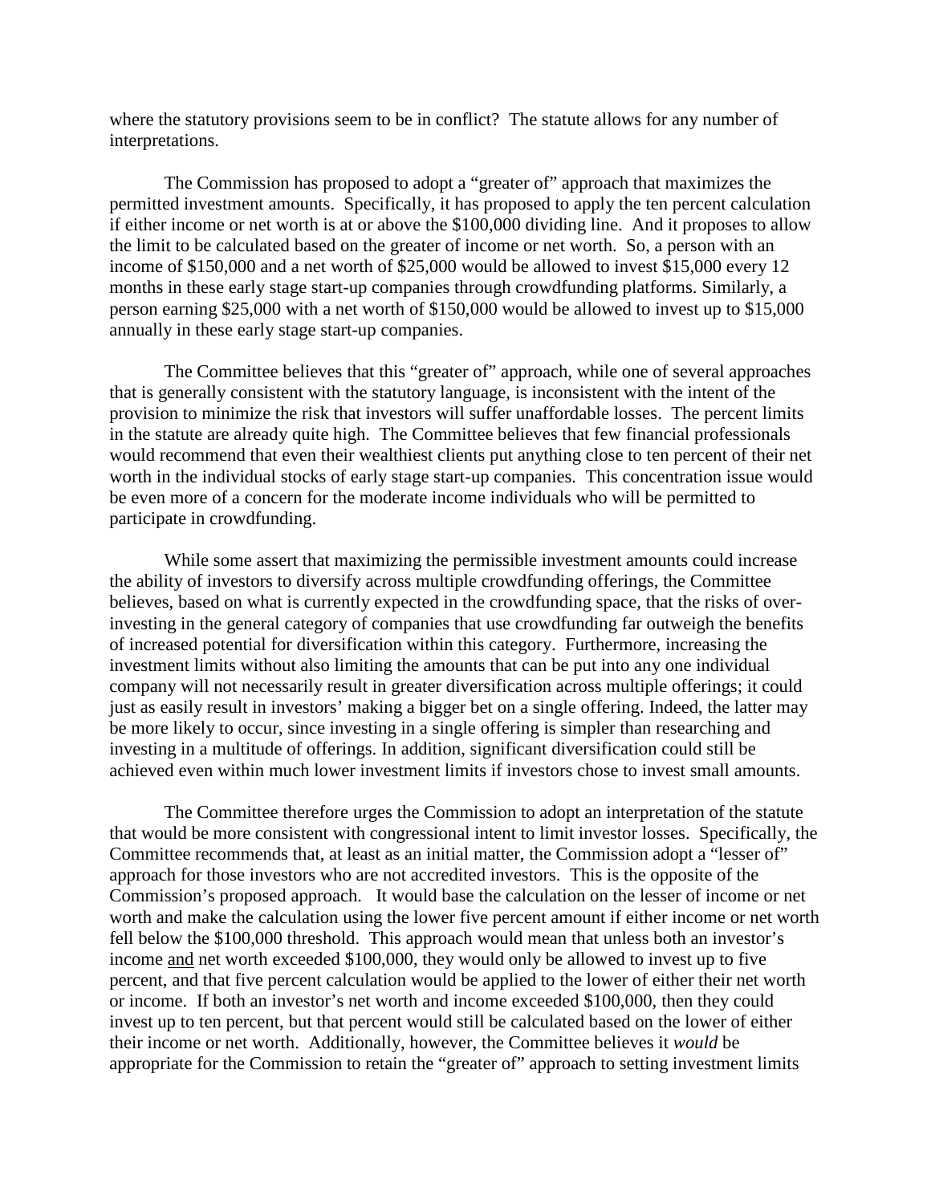where the statutory provisions seem to be in conflict? The statute allows for any number of interpretations.

The Commission has proposed to adopt a "greater of" approach that maximizes the permitted investment amounts. Specifically, it has proposed to apply the ten percent calculation if either income or net worth is at or above the $100,000 dividing line. And it proposes to allow the limit to be calculated based on the greater of income or net worth. So, a person with an income of $150,000 and a net worth of $25,000 would be allowed to invest $15,000 every 12 months in these early stage start-up companies through crowdfunding platforms. Similarly, a person earning $25,000 with a net worth of $150,000 would be allowed to invest up to $15,000 annually in these early stage start-up companies.

The Committee believes that this "greater of" approach, while one of several approaches that is generally consistent with the statutory language, is inconsistent with the intent of the provision to minimize the risk that investors will suffer unaffordable losses. The percent limits in the statute are already quite high. The Committee believes that few financial professionals would recommend that even their wealthiest clients put anything close to ten percent of their net worth in the individual stocks of early stage start-up companies. This concentration issue would be even more of a concern for the moderate income individuals who will be permitted to participate in crowdfunding.

While some assert that maximizing the permissible investment amounts could increase the ability of investors to diversify across multiple crowdfunding offerings, the Committee believes, based on what is currently expected in the crowdfunding space, that the risks of over-investing in the general category of companies that use crowdfunding far outweigh the benefits of increased potential for diversification within this category. Furthermore, increasing the investment limits without also limiting the amounts that can be put into any one individual company will not necessarily result in greater diversification across multiple offerings; it could just as easily result in investors' making a bigger bet on a single offering. Indeed, the latter may be more likely to occur, since investing in a single offering is simpler than researching and investing in a multitude of offerings. In addition, significant diversification could still be achieved even within much lower investment limits if investors chose to invest small amounts.

The Committee therefore urges the Commission to adopt an interpretation of the statute that would be more consistent with congressional intent to limit investor losses. Specifically, the Committee recommends that, at least as an initial matter, the Commission adopt a "lesser of" approach for those investors who are not accredited investors. This is the opposite of the Commission's proposed approach. It would base the calculation on the lesser of income or net worth and make the calculation using the lower five percent amount if either income or net worth fell below the $100,000 threshold. This approach would mean that unless both an investor's income and net worth exceeded $100,000, they would only be allowed to invest up to five percent, and that five percent calculation would be applied to the lower of either their net worth or income. If both an investor's net worth and income exceeded $100,000, then they could invest up to ten percent, but that percent would still be calculated based on the lower of either their income or net worth. Additionally, however, the Committee believes it *would* be appropriate for the Commission to retain the "greater of" approach to setting investment limits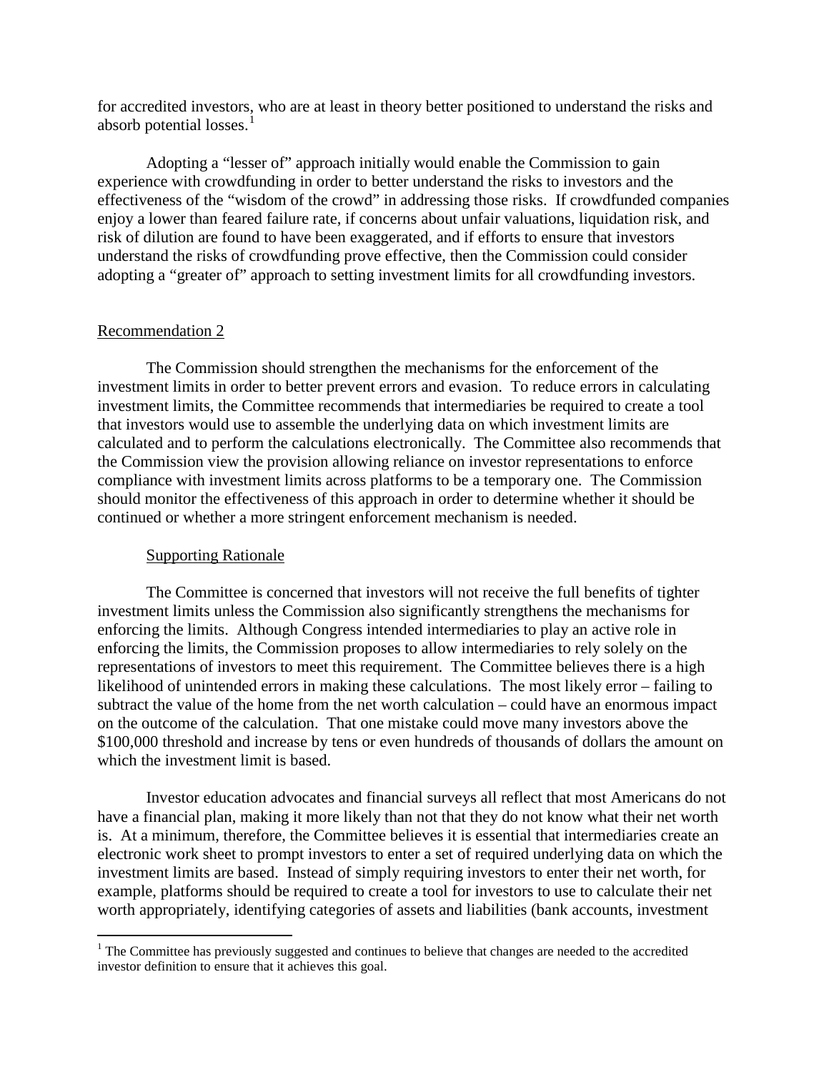for accredited investors, who are at least in theory better positioned to understand the risks and absorb potential losses.[1]

Adopting a "lesser of" approach initially would enable the Commission to gain experience with crowdfunding in order to better understand the risks to investors and the effectiveness of the "wisdom of the crowd" in addressing those risks. If crowdfunded companies enjoy a lower than feared failure rate, if concerns about unfair valuations, liquidation risk, and risk of dilution are found to have been exaggerated, and if efforts to ensure that investors understand the risks of crowdfunding prove effective, then the Commission could consider adopting a "greater of" approach to setting investment limits for all crowdfunding investors.

Recommendation 2

The Commission should strengthen the mechanisms for the enforcement of the investment limits in order to better prevent errors and evasion. To reduce errors in calculating investment limits, the Committee recommends that intermediaries be required to create a tool that investors would use to assemble the underlying data on which investment limits are calculated and to perform the calculations electronically. The Committee also recommends that the Commission view the provision allowing reliance on investor representations to enforce compliance with investment limits across platforms to be a temporary one. The Commission should monitor the effectiveness of this approach in order to determine whether it should be continued or whether a more stringent enforcement mechanism is needed.

Supporting Rationale

The Committee is concerned that investors will not receive the full benefits of tighter investment limits unless the Commission also significantly strengthens the mechanisms for enforcing the limits. Although Congress intended intermediaries to play an active role in enforcing the limits, the Commission proposes to allow intermediaries to rely solely on the representations of investors to meet this requirement. The Committee believes there is a high likelihood of unintended errors in making these calculations. The most likely error – failing to subtract the value of the home from the net worth calculation – could have an enormous impact on the outcome of the calculation. That one mistake could move many investors above the \$100,000 threshold and increase by tens or even hundreds of thousands of dollars the amount on which the investment limit is based.

Investor education advocates and financial surveys all reflect that most Americans do not have a financial plan, making it more likely than not that they do not know what their net worth is. At a minimum, therefore, the Committee believes it is essential that intermediaries create an electronic work sheet to prompt investors to enter a set of required underlying data on which the investment limits are based. Instead of simply requiring investors to enter their net worth, for example, platforms should be required to create a tool for investors to use to calculate their net worth appropriately, identifying categories of assets and liabilities (bank accounts, investment

[1] The Committee has previously suggested and continues to believe that changes are needed to the accredited investor definition to ensure that it achieves this goal.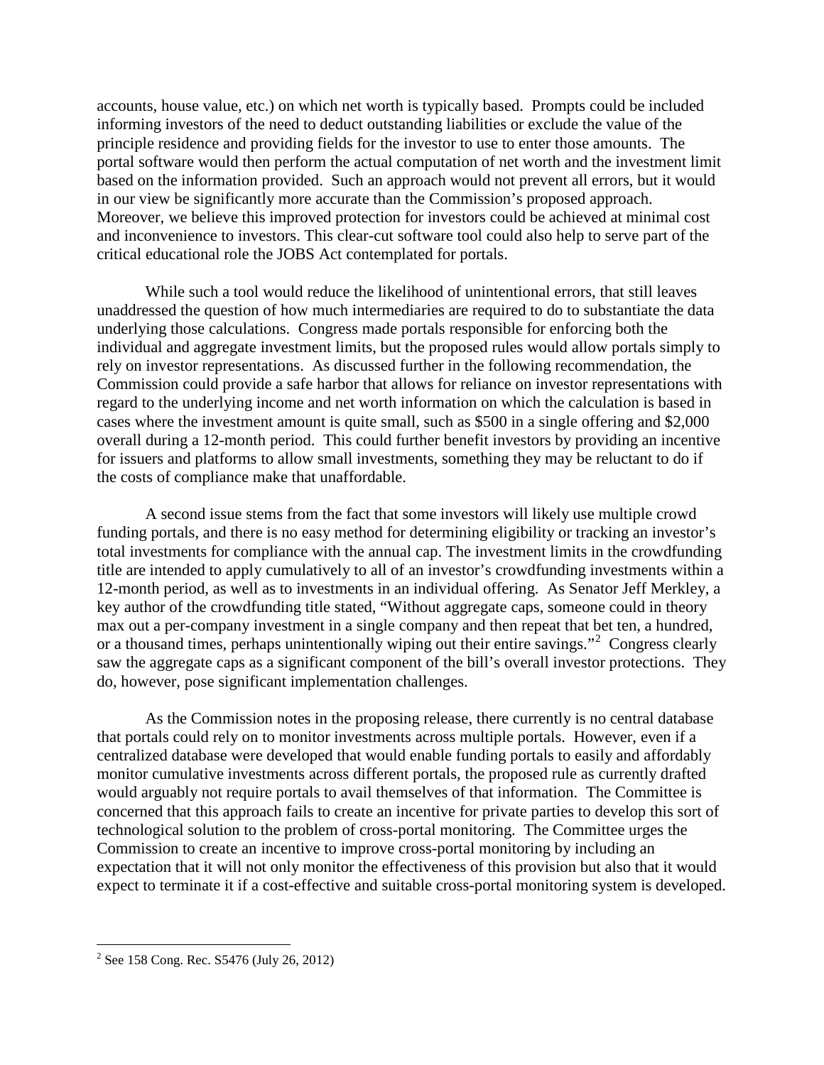accounts, house value, etc.) on which net worth is typically based. Prompts could be included informing investors of the need to deduct outstanding liabilities or exclude the value of the principle residence and providing fields for the investor to use to enter those amounts. The portal software would then perform the actual computation of net worth and the investment limit based on the information provided. Such an approach would not prevent all errors, but it would in our view be significantly more accurate than the Commission's proposed approach. Moreover, we believe this improved protection for investors could be achieved at minimal cost and inconvenience to investors. This clear-cut software tool could also help to serve part of the critical educational role the JOBS Act contemplated for portals.

While such a tool would reduce the likelihood of unintentional errors, that still leaves unaddressed the question of how much intermediaries are required to do to substantiate the data underlying those calculations. Congress made portals responsible for enforcing both the individual and aggregate investment limits, but the proposed rules would allow portals simply to rely on investor representations. As discussed further in the following recommendation, the Commission could provide a safe harbor that allows for reliance on investor representations with regard to the underlying income and net worth information on which the calculation is based in cases where the investment amount is quite small, such as $500 in a single offering and $2,000 overall during a 12-month period. This could further benefit investors by providing an incentive for issuers and platforms to allow small investments, something they may be reluctant to do if the costs of compliance make that unaffordable.

A second issue stems from the fact that some investors will likely use multiple crowd funding portals, and there is no easy method for determining eligibility or tracking an investor's total investments for compliance with the annual cap. The investment limits in the crowdfunding title are intended to apply cumulatively to all of an investor's crowdfunding investments within a 12-month period, as well as to investments in an individual offering. As Senator Jeff Merkley, a key author of the crowdfunding title stated, "Without aggregate caps, someone could in theory max out a per-company investment in a single company and then repeat that bet ten, a hundred, or a thousand times, perhaps unintentionally wiping out their entire savings."[2] Congress clearly saw the aggregate caps as a significant component of the bill's overall investor protections. They do, however, pose significant implementation challenges.

As the Commission notes in the proposing release, there currently is no central database that portals could rely on to monitor investments across multiple portals. However, even if a centralized database were developed that would enable funding portals to easily and affordably monitor cumulative investments across different portals, the proposed rule as currently drafted would arguably not require portals to avail themselves of that information. The Committee is concerned that this approach fails to create an incentive for private parties to develop this sort of technological solution to the problem of cross-portal monitoring. The Committee urges the Commission to create an incentive to improve cross-portal monitoring by including an expectation that it will not only monitor the effectiveness of this provision but also that it would expect to terminate it if a cost-effective and suitable cross-portal monitoring system is developed.

---

[2] See 158 Cong. Rec. S5476 (July 26, 2012)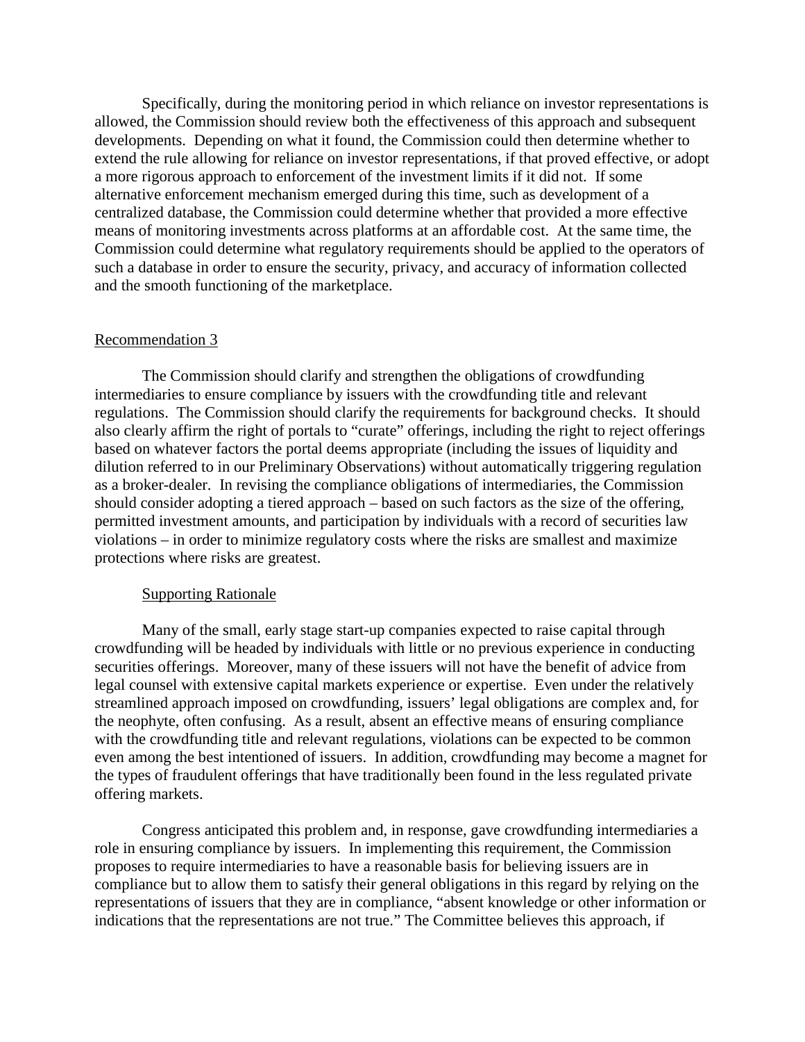Specifically, during the monitoring period in which reliance on investor representations is allowed, the Commission should review both the effectiveness of this approach and subsequent developments. Depending on what it found, the Commission could then determine whether to extend the rule allowing for reliance on investor representations, if that proved effective, or adopt a more rigorous approach to enforcement of the investment limits if it did not. If some alternative enforcement mechanism emerged during this time, such as development of a centralized database, the Commission could determine whether that provided a more effective means of monitoring investments across platforms at an affordable cost. At the same time, the Commission could determine what regulatory requirements should be applied to the operators of such a database in order to ensure the security, privacy, and accuracy of information collected and the smooth functioning of the marketplace.

## Recommendation 3

The Commission should clarify and strengthen the obligations of crowdfunding intermediaries to ensure compliance by issuers with the crowdfunding title and relevant regulations. The Commission should clarify the requirements for background checks. It should also clearly affirm the right of portals to "curate" offerings, including the right to reject offerings based on whatever factors the portal deems appropriate (including the issues of liquidity and dilution referred to in our Preliminary Observations) without automatically triggering regulation as a broker-dealer. In revising the compliance obligations of intermediaries, the Commission should consider adopting a tiered approach – based on such factors as the size of the offering, permitted investment amounts, and participation by individuals with a record of securities law violations – in order to minimize regulatory costs where the risks are smallest and maximize protections where risks are greatest.

### Supporting Rationale

Many of the small, early stage start-up companies expected to raise capital through crowdfunding will be headed by individuals with little or no previous experience in conducting securities offerings. Moreover, many of these issuers will not have the benefit of advice from legal counsel with extensive capital markets experience or expertise. Even under the relatively streamlined approach imposed on crowdfunding, issuers' legal obligations are complex and, for the neophyte, often confusing. As a result, absent an effective means of ensuring compliance with the crowdfunding title and relevant regulations, violations can be expected to be common even among the best intentioned of issuers. In addition, crowdfunding may become a magnet for the types of fraudulent offerings that have traditionally been found in the less regulated private offering markets.

Congress anticipated this problem and, in response, gave crowdfunding intermediaries a role in ensuring compliance by issuers. In implementing this requirement, the Commission proposes to require intermediaries to have a reasonable basis for believing issuers are in compliance but to allow them to satisfy their general obligations in this regard by relying on the representations of issuers that they are in compliance, "absent knowledge or other information or indications that the representations are not true." The Committee believes this approach, if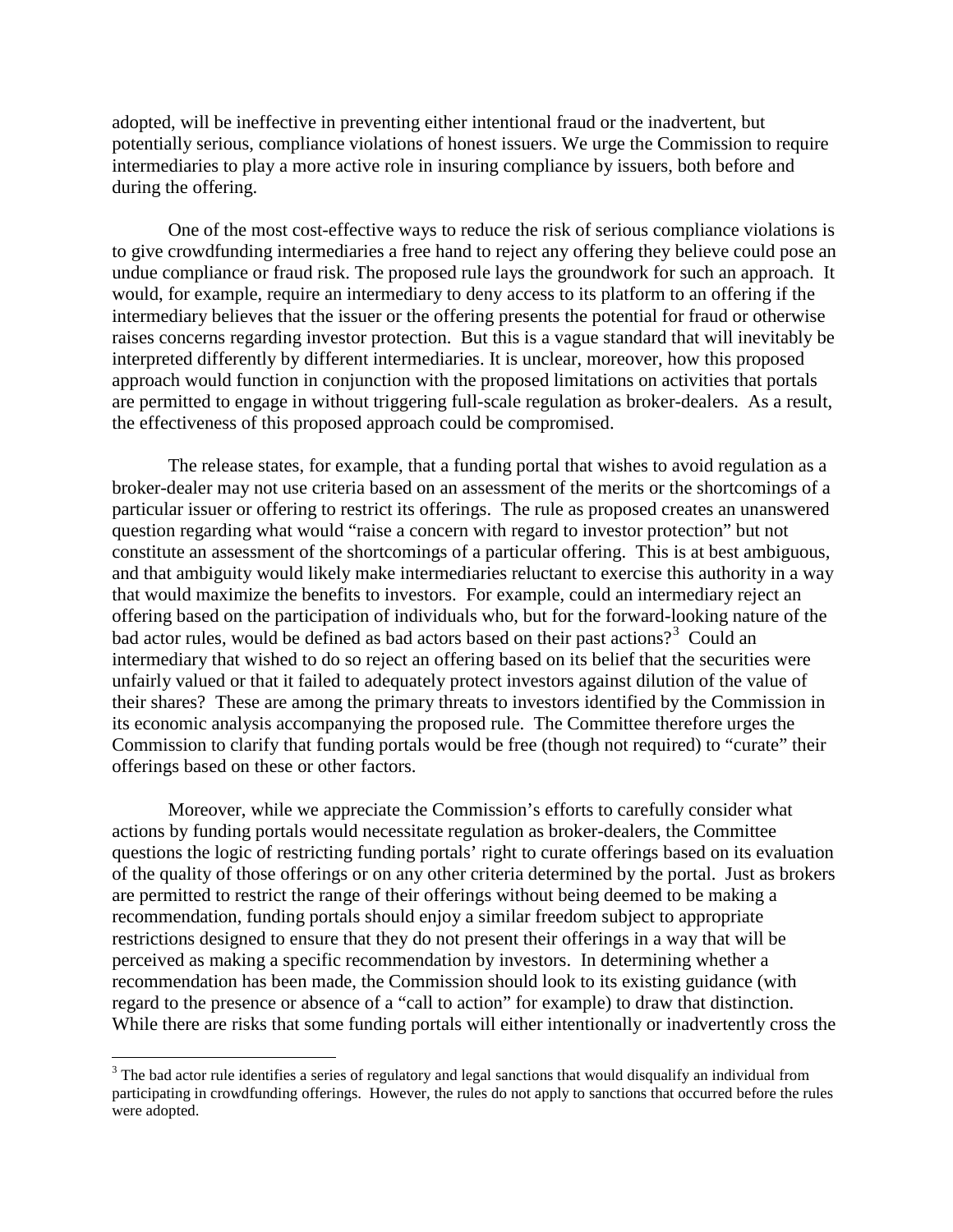adopted, will be ineffective in preventing either intentional fraud or the inadvertent, but potentially serious, compliance violations of honest issuers. We urge the Commission to require intermediaries to play a more active role in insuring compliance by issuers, both before and during the offering.

One of the most cost-effective ways to reduce the risk of serious compliance violations is to give crowdfunding intermediaries a free hand to reject any offering they believe could pose an undue compliance or fraud risk. The proposed rule lays the groundwork for such an approach. It would, for example, require an intermediary to deny access to its platform to an offering if the intermediary believes that the issuer or the offering presents the potential for fraud or otherwise raises concerns regarding investor protection. But this is a vague standard that will inevitably be interpreted differently by different intermediaries. It is unclear, moreover, how this proposed approach would function in conjunction with the proposed limitations on activities that portals are permitted to engage in without triggering full-scale regulation as broker-dealers. As a result, the effectiveness of this proposed approach could be compromised.

The release states, for example, that a funding portal that wishes to avoid regulation as a broker-dealer may not use criteria based on an assessment of the merits or the shortcomings of a particular issuer or offering to restrict its offerings. The rule as proposed creates an unanswered question regarding what would "raise a concern with regard to investor protection" but not constitute an assessment of the shortcomings of a particular offering. This is at best ambiguous, and that ambiguity would likely make intermediaries reluctant to exercise this authority in a way that would maximize the benefits to investors. For example, could an intermediary reject an offering based on the participation of individuals who, but for the forward-looking nature of the bad actor rules, would be defined as bad actors based on their past actions?[3] Could an intermediary that wished to do so reject an offering based on its belief that the securities were unfairly valued or that it failed to adequately protect investors against dilution of the value of their shares? These are among the primary threats to investors identified by the Commission in its economic analysis accompanying the proposed rule. The Committee therefore urges the Commission to clarify that funding portals would be free (though not required) to "curate" their offerings based on these or other factors.

Moreover, while we appreciate the Commission's efforts to carefully consider what actions by funding portals would necessitate regulation as broker-dealers, the Committee questions the logic of restricting funding portals' right to curate offerings based on its evaluation of the quality of those offerings or on any other criteria determined by the portal. Just as brokers are permitted to restrict the range of their offerings without being deemed to be making a recommendation, funding portals should enjoy a similar freedom subject to appropriate restrictions designed to ensure that they do not present their offerings in a way that will be perceived as making a specific recommendation by investors. In determining whether a recommendation has been made, the Commission should look to its existing guidance (with regard to the presence or absence of a "call to action" for example) to draw that distinction. While there are risks that some funding portals will either intentionally or inadvertently cross the

[3] The bad actor rule identifies a series of regulatory and legal sanctions that would disqualify an individual from participating in crowdfunding offerings. However, the rules do not apply to sanctions that occurred before the rules were adopted.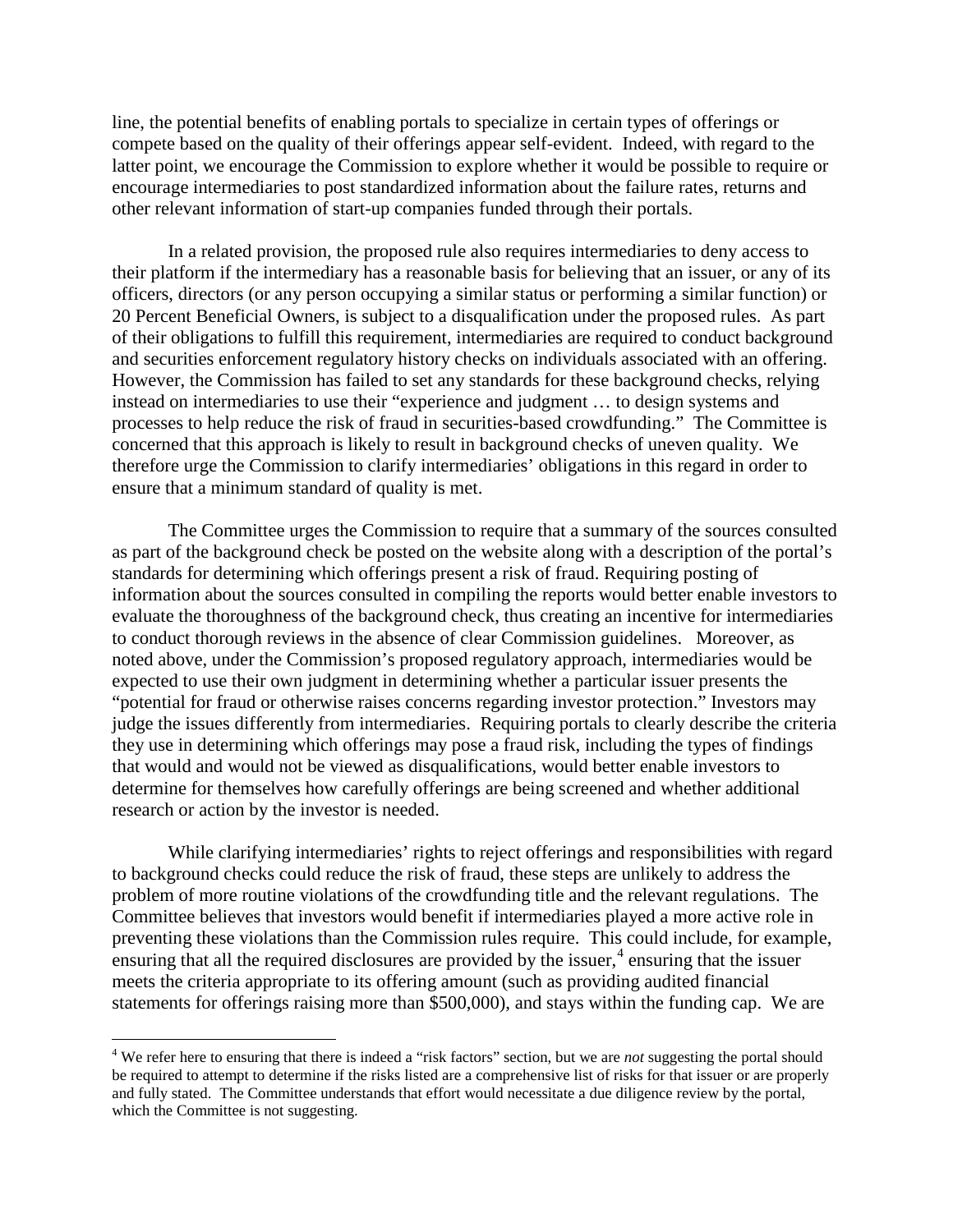line, the potential benefits of enabling portals to specialize in certain types of offerings or compete based on the quality of their offerings appear self-evident. Indeed, with regard to the latter point, we encourage the Commission to explore whether it would be possible to require or encourage intermediaries to post standardized information about the failure rates, returns and other relevant information of start-up companies funded through their portals.

In a related provision, the proposed rule also requires intermediaries to deny access to their platform if the intermediary has a reasonable basis for believing that an issuer, or any of its officers, directors (or any person occupying a similar status or performing a similar function) or 20 Percent Beneficial Owners, is subject to a disqualification under the proposed rules. As part of their obligations to fulfill this requirement, intermediaries are required to conduct background and securities enforcement regulatory history checks on individuals associated with an offering. However, the Commission has failed to set any standards for these background checks, relying instead on intermediaries to use their "experience and judgment … to design systems and processes to help reduce the risk of fraud in securities-based crowdfunding." The Committee is concerned that this approach is likely to result in background checks of uneven quality. We therefore urge the Commission to clarify intermediaries' obligations in this regard in order to ensure that a minimum standard of quality is met.

The Committee urges the Commission to require that a summary of the sources consulted as part of the background check be posted on the website along with a description of the portal's standards for determining which offerings present a risk of fraud. Requiring posting of information about the sources consulted in compiling the reports would better enable investors to evaluate the thoroughness of the background check, thus creating an incentive for intermediaries to conduct thorough reviews in the absence of clear Commission guidelines. Moreover, as noted above, under the Commission's proposed regulatory approach, intermediaries would be expected to use their own judgment in determining whether a particular issuer presents the "potential for fraud or otherwise raises concerns regarding investor protection." Investors may judge the issues differently from intermediaries. Requiring portals to clearly describe the criteria they use in determining which offerings may pose a fraud risk, including the types of findings that would and would not be viewed as disqualifications, would better enable investors to determine for themselves how carefully offerings are being screened and whether additional research or action by the investor is needed.

While clarifying intermediaries' rights to reject offerings and responsibilities with regard to background checks could reduce the risk of fraud, these steps are unlikely to address the problem of more routine violations of the crowdfunding title and the relevant regulations. The Committee believes that investors would benefit if intermediaries played a more active role in preventing these violations than the Commission rules require. This could include, for example, ensuring that all the required disclosures are provided by the issuer,[4] ensuring that the issuer meets the criteria appropriate to its offering amount (such as providing audited financial statements for offerings raising more than \$500,000), and stays within the funding cap. We are

[4] We refer here to ensuring that there is indeed a "risk factors" section, but we are *not* suggesting the portal should be required to attempt to determine if the risks listed are a comprehensive list of risks for that issuer or are properly and fully stated. The Committee understands that effort would necessitate a due diligence review by the portal, which the Committee is not suggesting.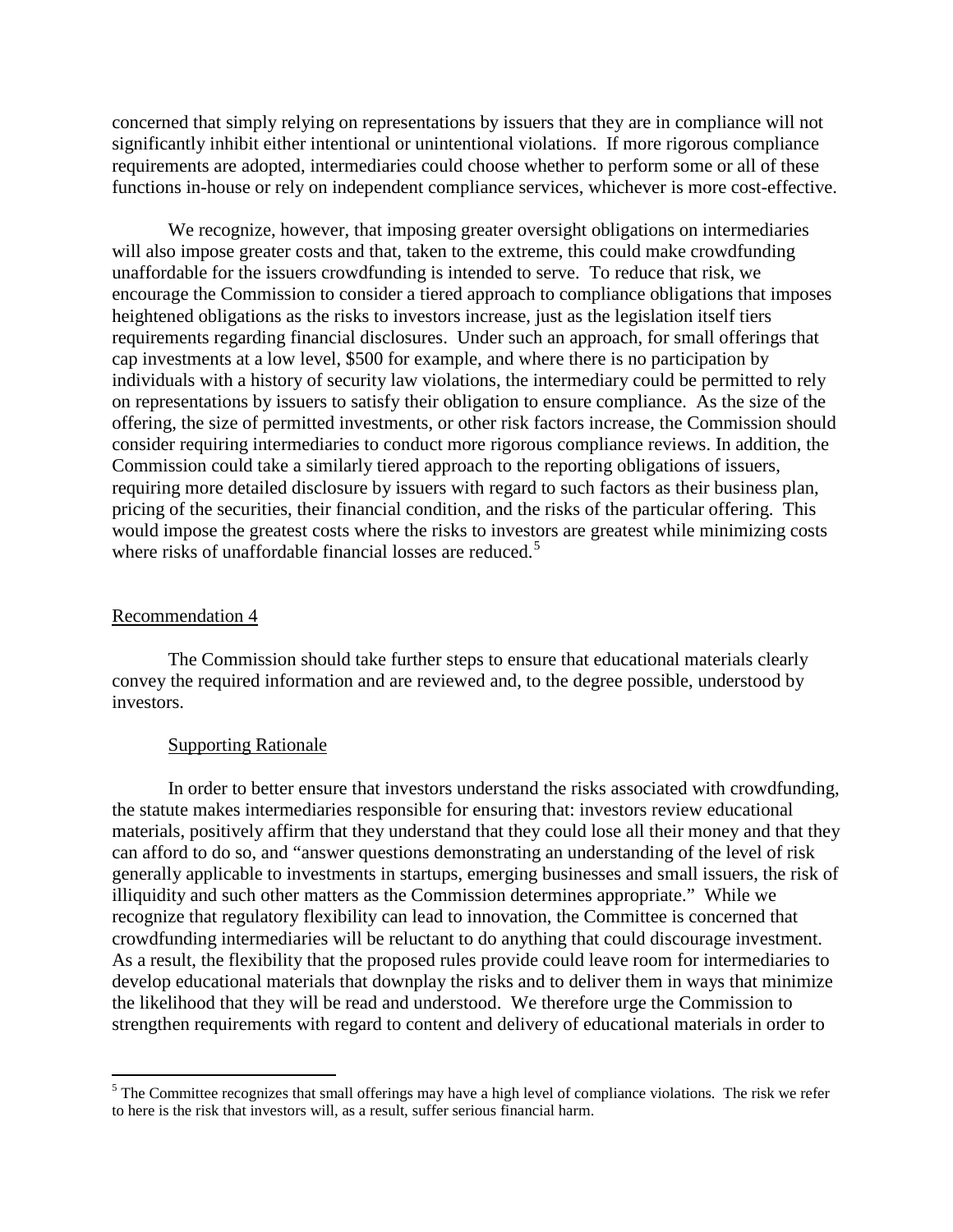concerned that simply relying on representations by issuers that they are in compliance will not significantly inhibit either intentional or unintentional violations. If more rigorous compliance requirements are adopted, intermediaries could choose whether to perform some or all of these functions in-house or rely on independent compliance services, whichever is more cost-effective.

We recognize, however, that imposing greater oversight obligations on intermediaries will also impose greater costs and that, taken to the extreme, this could make crowdfunding unaffordable for the issuers crowdfunding is intended to serve. To reduce that risk, we encourage the Commission to consider a tiered approach to compliance obligations that imposes heightened obligations as the risks to investors increase, just as the legislation itself tiers requirements regarding financial disclosures. Under such an approach, for small offerings that cap investments at a low level, $500 for example, and where there is no participation by individuals with a history of security law violations, the intermediary could be permitted to rely on representations by issuers to satisfy their obligation to ensure compliance. As the size of the offering, the size of permitted investments, or other risk factors increase, the Commission should consider requiring intermediaries to conduct more rigorous compliance reviews. In addition, the Commission could take a similarly tiered approach to the reporting obligations of issuers, requiring more detailed disclosure by issuers with regard to such factors as their business plan, pricing of the securities, their financial condition, and the risks of the particular offering. This would impose the greatest costs where the risks to investors are greatest while minimizing costs where risks of unaffordable financial losses are reduced.[5]

Recommendation 4

The Commission should take further steps to ensure that educational materials clearly convey the required information and are reviewed and, to the degree possible, understood by investors.

Supporting Rationale

In order to better ensure that investors understand the risks associated with crowdfunding, the statute makes intermediaries responsible for ensuring that: investors review educational materials, positively affirm that they understand that they could lose all their money and that they can afford to do so, and "answer questions demonstrating an understanding of the level of risk generally applicable to investments in startups, emerging businesses and small issuers, the risk of illiquidity and such other matters as the Commission determines appropriate." While we recognize that regulatory flexibility can lead to innovation, the Committee is concerned that crowdfunding intermediaries will be reluctant to do anything that could discourage investment. As a result, the flexibility that the proposed rules provide could leave room for intermediaries to develop educational materials that downplay the risks and to deliver them in ways that minimize the likelihood that they will be read and understood. We therefore urge the Commission to strengthen requirements with regard to content and delivery of educational materials in order to

[5] The Committee recognizes that small offerings may have a high level of compliance violations. The risk we refer to here is the risk that investors will, as a result, suffer serious financial harm.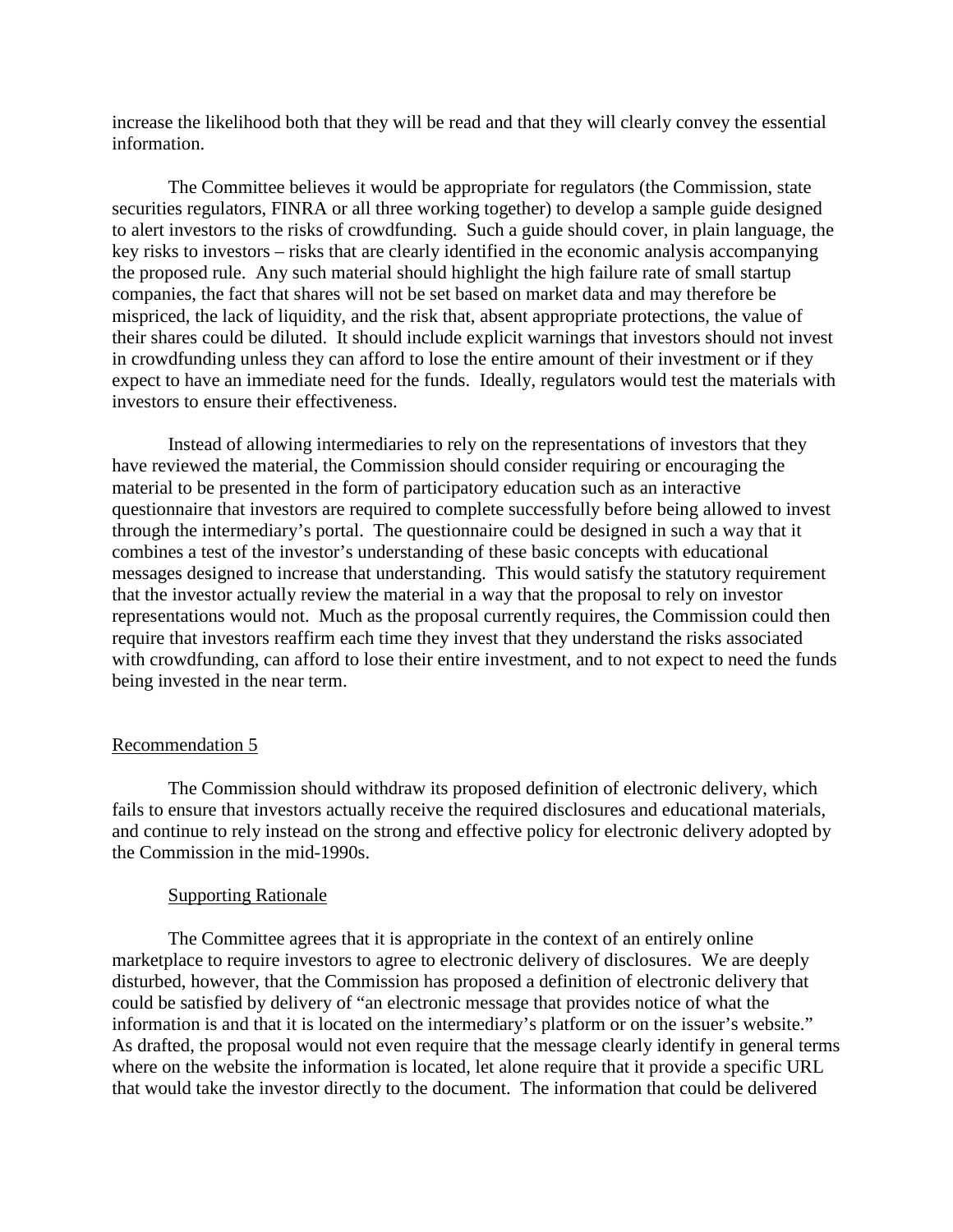increase the likelihood both that they will be read and that they will clearly convey the essential information.

The Committee believes it would be appropriate for regulators (the Commission, state securities regulators, FINRA or all three working together) to develop a sample guide designed to alert investors to the risks of crowdfunding. Such a guide should cover, in plain language, the key risks to investors – risks that are clearly identified in the economic analysis accompanying the proposed rule. Any such material should highlight the high failure rate of small startup companies, the fact that shares will not be set based on market data and may therefore be mispriced, the lack of liquidity, and the risk that, absent appropriate protections, the value of their shares could be diluted. It should include explicit warnings that investors should not invest in crowdfunding unless they can afford to lose the entire amount of their investment or if they expect to have an immediate need for the funds. Ideally, regulators would test the materials with investors to ensure their effectiveness.

Instead of allowing intermediaries to rely on the representations of investors that they have reviewed the material, the Commission should consider requiring or encouraging the material to be presented in the form of participatory education such as an interactive questionnaire that investors are required to complete successfully before being allowed to invest through the intermediary's portal. The questionnaire could be designed in such a way that it combines a test of the investor's understanding of these basic concepts with educational messages designed to increase that understanding. This would satisfy the statutory requirement that the investor actually review the material in a way that the proposal to rely on investor representations would not. Much as the proposal currently requires, the Commission could then require that investors reaffirm each time they invest that they understand the risks associated with crowdfunding, can afford to lose their entire investment, and to not expect to need the funds being invested in the near term.

<u>Recommendation 5</u>

The Commission should withdraw its proposed definition of electronic delivery, which fails to ensure that investors actually receive the required disclosures and educational materials, and continue to rely instead on the strong and effective policy for electronic delivery adopted by the Commission in the mid-1990s.

<u>Supporting Rationale</u>

The Committee agrees that it is appropriate in the context of an entirely online marketplace to require investors to agree to electronic delivery of disclosures. We are deeply disturbed, however, that the Commission has proposed a definition of electronic delivery that could be satisfied by delivery of "an electronic message that provides notice of what the information is and that it is located on the intermediary's platform or on the issuer's website." As drafted, the proposal would not even require that the message clearly identify in general terms where on the website the information is located, let alone require that it provide a specific URL that would take the investor directly to the document. The information that could be delivered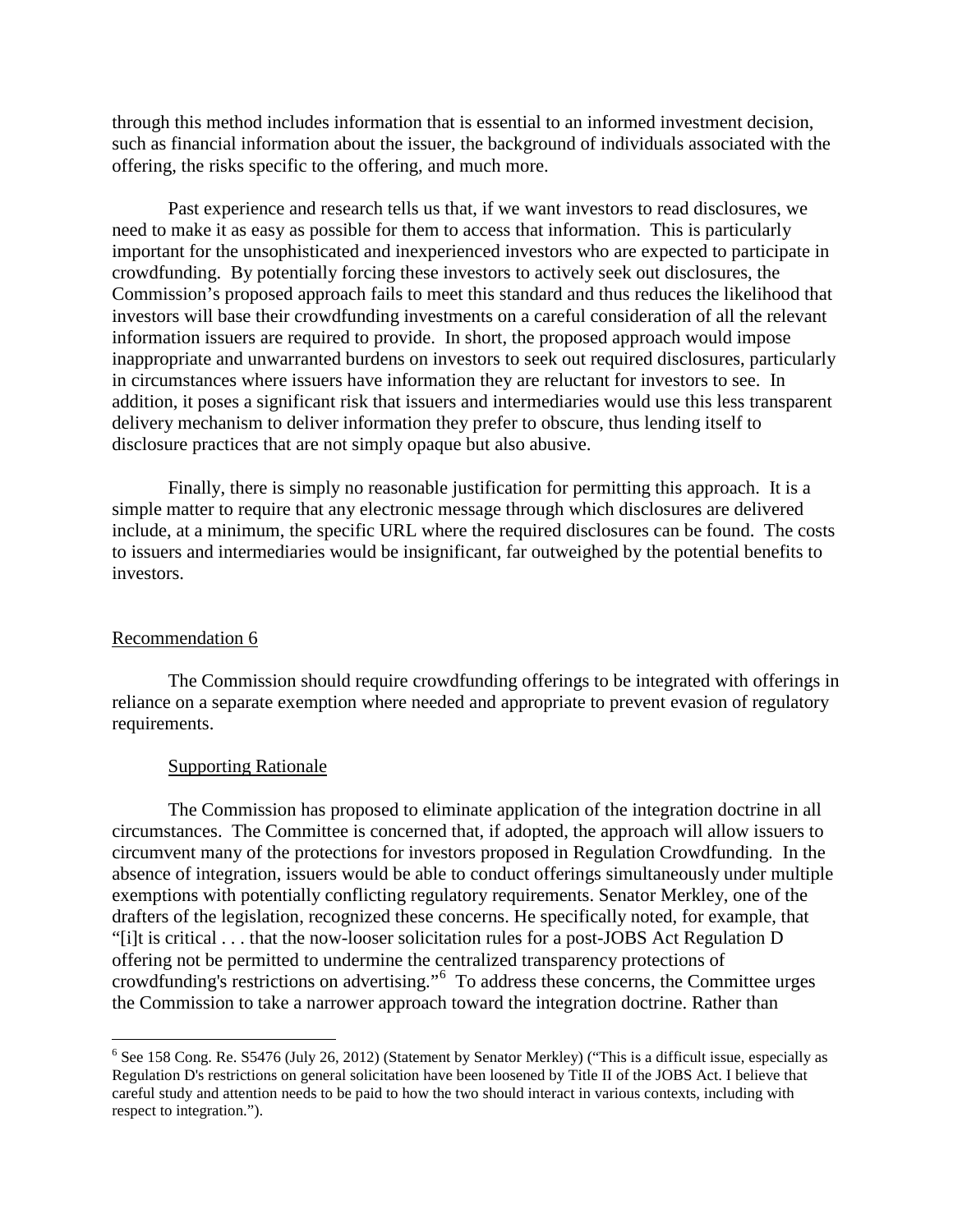through this method includes information that is essential to an informed investment decision, such as financial information about the issuer, the background of individuals associated with the offering, the risks specific to the offering, and much more.

Past experience and research tells us that, if we want investors to read disclosures, we need to make it as easy as possible for them to access that information. This is particularly important for the unsophisticated and inexperienced investors who are expected to participate in crowdfunding. By potentially forcing these investors to actively seek out disclosures, the Commission's proposed approach fails to meet this standard and thus reduces the likelihood that investors will base their crowdfunding investments on a careful consideration of all the relevant information issuers are required to provide. In short, the proposed approach would impose inappropriate and unwarranted burdens on investors to seek out required disclosures, particularly in circumstances where issuers have information they are reluctant for investors to see. In addition, it poses a significant risk that issuers and intermediaries would use this less transparent delivery mechanism to deliver information they prefer to obscure, thus lending itself to disclosure practices that are not simply opaque but also abusive.

Finally, there is simply no reasonable justification for permitting this approach. It is a simple matter to require that any electronic message through which disclosures are delivered include, at a minimum, the specific URL where the required disclosures can be found. The costs to issuers and intermediaries would be insignificant, far outweighed by the potential benefits to investors.

## Recommendation 6

The Commission should require crowdfunding offerings to be integrated with offerings in reliance on a separate exemption where needed and appropriate to prevent evasion of regulatory requirements.

### Supporting Rationale

The Commission has proposed to eliminate application of the integration doctrine in all circumstances. The Committee is concerned that, if adopted, the approach will allow issuers to circumvent many of the protections for investors proposed in Regulation Crowdfunding. In the absence of integration, issuers would be able to conduct offerings simultaneously under multiple exemptions with potentially conflicting regulatory requirements. Senator Merkley, one of the drafters of the legislation, recognized these concerns. He specifically noted, for example, that "[i]t is critical . . . that the now-looser solicitation rules for a post-JOBS Act Regulation D offering not be permitted to undermine the centralized transparency protections of crowdfunding's restrictions on advertising."[6] To address these concerns, the Committee urges the Commission to take a narrower approach toward the integration doctrine. Rather than

[6] See 158 Cong. Re. S5476 (July 26, 2012) (Statement by Senator Merkley) ("This is a difficult issue, especially as Regulation D's restrictions on general solicitation have been loosened by Title II of the JOBS Act. I believe that careful study and attention needs to be paid to how the two should interact in various contexts, including with respect to integration.").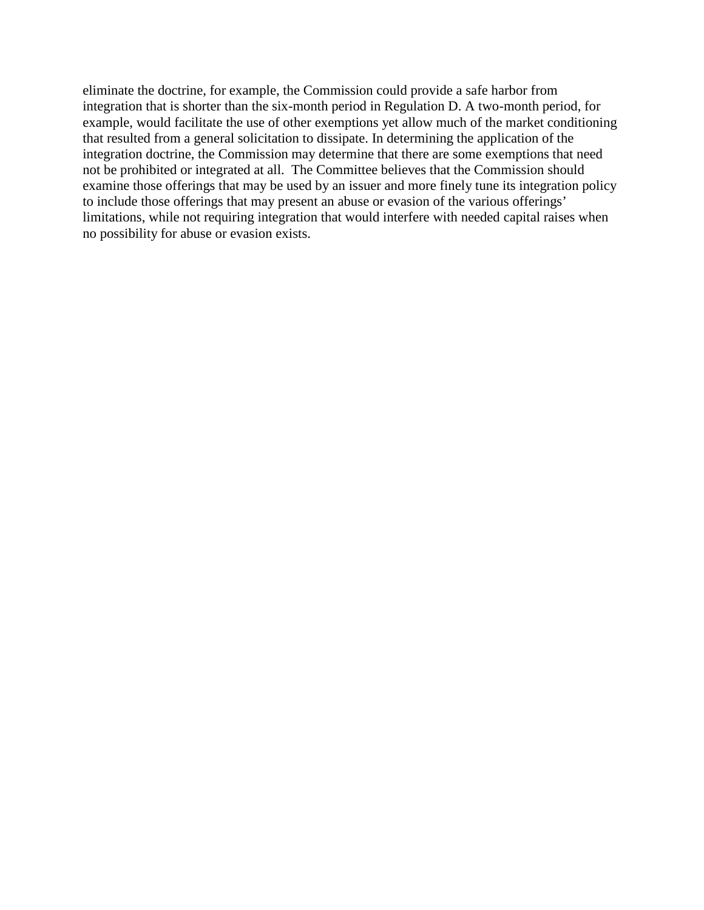eliminate the doctrine, for example, the Commission could provide a safe harbor from integration that is shorter than the six-month period in Regulation D. A two-month period, for example, would facilitate the use of other exemptions yet allow much of the market conditioning that resulted from a general solicitation to dissipate. In determining the application of the integration doctrine, the Commission may determine that there are some exemptions that need not be prohibited or integrated at all. The Committee believes that the Commission should examine those offerings that may be used by an issuer and more finely tune its integration policy to include those offerings that may present an abuse or evasion of the various offerings' limitations, while not requiring integration that would interfere with needed capital raises when no possibility for abuse or evasion exists.